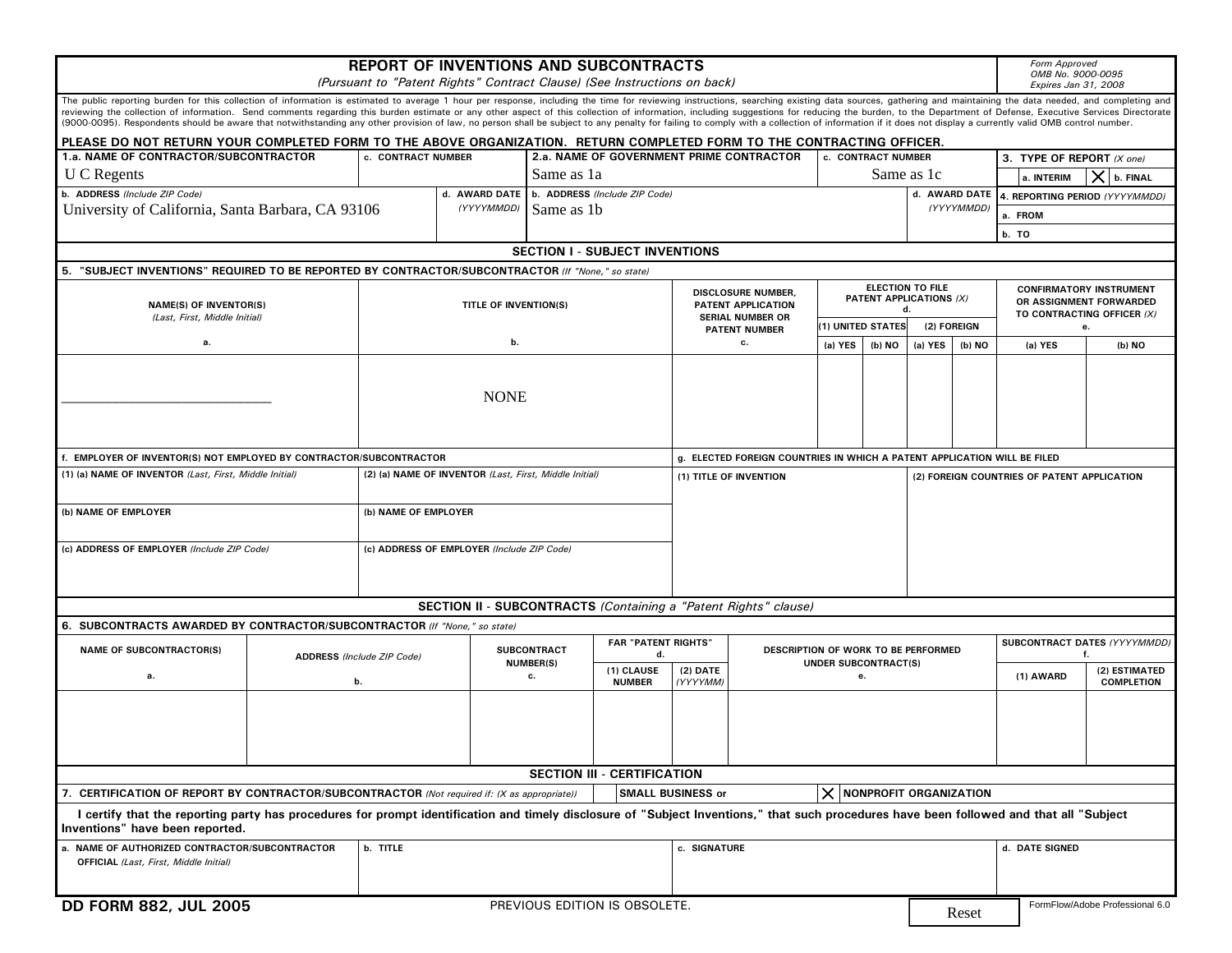# REPORT OF INVENTIONS AND SUBCONTRACTS

*(Pursuant to "Patent Rights" Contract Clause) (See Instructions on back)*

*Form Approved OMB No. 9000-0095 Expires Jan 31, 2008*

The public reporting burden for this collection of information is estimated to average 1 hour per response, including the time for reviewing instructions, searching existing data sources, gathering and maintaining the data needed, and completing and reviewing the collection of information. Send comments regarding this burden estimate or any other aspect of this collection of information, including suggestions for reducing the burden, to the Department of Defense, Executive Services Directorate (9000-0095). Respondents should be aware that notwithstanding any other provision of law, no person shall be subject to any penalty for failing to comply with a collection of information if it does not display a currently valid OMB control number.

**PLEASE DO NOT RETURN YOUR COMPLETED FORM TO THE ABOVE ORGANIZATION. RETURN COMPLETED FORM TO THE CONTRACTING OFFICER.**

| 1.a. NAME OF CONTRACTOR/SUBCONTRACTOR | c. CONTRACT NUMBER | 2.a. NAME OF GOVERNMENT PRIME CONTRACTOR | c. CONTRACT NUMBER | 3. TYPE OF REPORT *(X one)* |
|---|---|---|---|---|
| U C Regents | | Same as 1a | Same as 1c | a. INTERIM ☐ b. FINAL ☒ |
| **b. ADDRESS** *(Include ZIP Code)* | **d. AWARD DATE** *(YYYYMMDD)* | **b. ADDRESS** *(Include ZIP Code)* | **d. AWARD DATE** *(YYYYMMDD)* | **4. REPORTING PERIOD** *(YYYYMMDD)* |
| University of California, Santa Barbara, CA 93106 | | Same as 1b | | a. FROM<br>b. TO |

## SECTION I - SUBJECT INVENTIONS

**5. "SUBJECT INVENTIONS" REQUIRED TO BE REPORTED BY CONTRACTOR/SUBCONTRACTOR** *(If "None," so state)*

| NAME(S) OF INVENTOR(S) *(Last, First, Middle Initial)* a. | TITLE OF INVENTION(S) b. | DISCLOSURE NUMBER, PATENT APPLICATION SERIAL NUMBER OR PATENT NUMBER c. | ELECTION TO FILE PATENT APPLICATIONS (X) d. (1) UNITED STATES (a) YES | (1) UNITED STATES (b) NO | (2) FOREIGN (a) YES | (2) FOREIGN (b) NO | CONFIRMATORY INSTRUMENT OR ASSIGNMENT FORWARDED TO CONTRACTING OFFICER (X) e. (a) YES | e. (b) NO |
|---|---|---|---|---|---|---|---|---|
| ____________________________ | NONE | | | | | | | |

| f. EMPLOYER OF INVENTOR(S) NOT EMPLOYED BY CONTRACTOR/SUBCONTRACTOR | | g. ELECTED FOREIGN COUNTRIES IN WHICH A PATENT APPLICATION WILL BE FILED | |
|---|---|---|---|
| (1) (a) NAME OF INVENTOR *(Last, First, Middle Initial)* | (2) (a) NAME OF INVENTOR *(Last, First, Middle Initial)* | (1) TITLE OF INVENTION | (2) FOREIGN COUNTRIES OF PATENT APPLICATION |
| (b) NAME OF EMPLOYER | (b) NAME OF EMPLOYER | | |
| (c) ADDRESS OF EMPLOYER *(Include ZIP Code)* | (c) ADDRESS OF EMPLOYER *(Include ZIP Code)* | | |

## SECTION II - SUBCONTRACTS *(Containing a "Patent Rights" clause)*

**6. SUBCONTRACTS AWARDED BY CONTRACTOR/SUBCONTRACTOR** *(If "None," so state)*

| NAME OF SUBCONTRACTOR(S) a. | ADDRESS *(Include ZIP Code)* b. | SUBCONTRACT NUMBER(S) c. | FAR "PATENT RIGHTS" d. (1) CLAUSE NUMBER | d. (2) DATE *(YYYYMM)* | DESCRIPTION OF WORK TO BE PERFORMED UNDER SUBCONTRACT(S) e. | SUBCONTRACT DATES *(YYYYMMDD)* f. (1) AWARD | f. (2) ESTIMATED COMPLETION |
|---|---|---|---|---|---|---|---|
| | | | | | | | |

## SECTION III - CERTIFICATION

**7. CERTIFICATION OF REPORT BY CONTRACTOR/SUBCONTRACTOR** *(Not required if: (X as appropriate))* ☐ SMALL BUSINESS or ☒ NONPROFIT ORGANIZATION

**I certify that the reporting party has procedures for prompt identification and timely disclosure of "Subject Inventions," that such procedures have been followed and that all "Subject Inventions" have been reported.**

| a. NAME OF AUTHORIZED CONTRACTOR/SUBCONTRACTOR OFFICIAL *(Last, First, Middle Initial)* | b. TITLE | c. SIGNATURE | d. DATE SIGNED |
|---|---|---|---|
| | | | |

**DD FORM 882, JUL 2005** PREVIOUS EDITION IS OBSOLETE. Reset FormFlow/Adobe Professional 6.0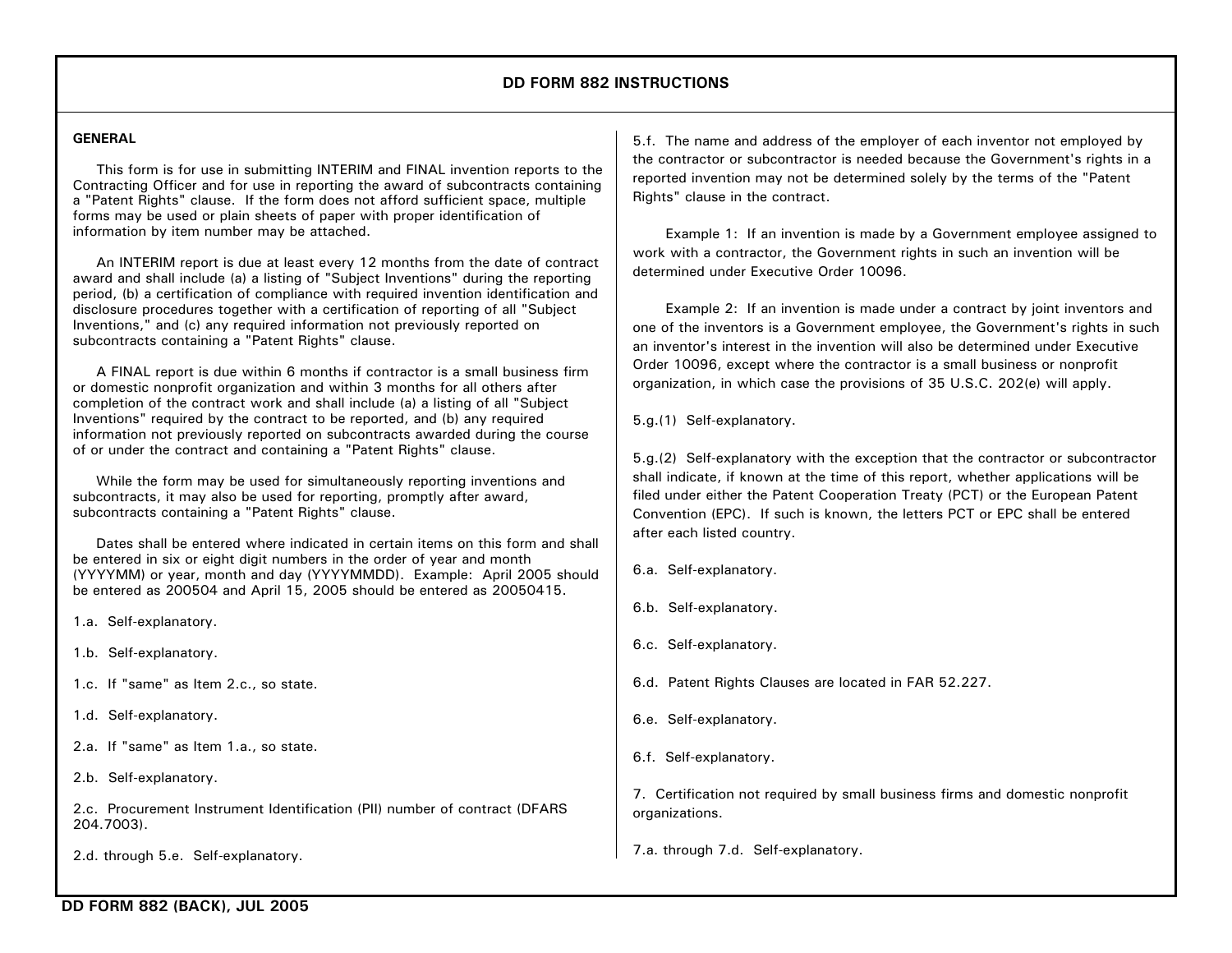# DD FORM 882 INSTRUCTIONS

## GENERAL

This form is for use in submitting INTERIM and FINAL invention reports to the Contracting Officer and for use in reporting the award of subcontracts containing a "Patent Rights" clause. If the form does not afford sufficient space, multiple forms may be used or plain sheets of paper with proper identification of information by item number may be attached.

An INTERIM report is due at least every 12 months from the date of contract award and shall include (a) a listing of "Subject Inventions" during the reporting period, (b) a certification of compliance with required invention identification and disclosure procedures together with a certification of reporting of all "Subject Inventions," and (c) any required information not previously reported on subcontracts containing a "Patent Rights" clause.

A FINAL report is due within 6 months if contractor is a small business firm or domestic nonprofit organization and within 3 months for all others after completion of the contract work and shall include (a) a listing of all "Subject Inventions" required by the contract to be reported, and (b) any required information not previously reported on subcontracts awarded during the course of or under the contract and containing a "Patent Rights" clause.

While the form may be used for simultaneously reporting inventions and subcontracts, it may also be used for reporting, promptly after award, subcontracts containing a "Patent Rights" clause.

Dates shall be entered where indicated in certain items on this form and shall be entered in six or eight digit numbers in the order of year and month (YYYYMM) or year, month and day (YYYYMMDD). Example: April 2005 should be entered as 200504 and April 15, 2005 should be entered as 20050415.

1.a. Self-explanatory.

1.b. Self-explanatory.

1.c. If "same" as Item 2.c., so state.

1.d. Self-explanatory.

2.a. If "same" as Item 1.a., so state.

2.b. Self-explanatory.

2.c. Procurement Instrument Identification (PII) number of contract (DFARS 204.7003).

2.d. through 5.e. Self-explanatory.

5.f. The name and address of the employer of each inventor not employed by the contractor or subcontractor is needed because the Government's rights in a reported invention may not be determined solely by the terms of the "Patent Rights" clause in the contract.

Example 1: If an invention is made by a Government employee assigned to work with a contractor, the Government rights in such an invention will be determined under Executive Order 10096.

Example 2: If an invention is made under a contract by joint inventors and one of the inventors is a Government employee, the Government's rights in such an inventor's interest in the invention will also be determined under Executive Order 10096, except where the contractor is a small business or nonprofit organization, in which case the provisions of 35 U.S.C. 202(e) will apply.

5.g.(1) Self-explanatory.

5.g.(2) Self-explanatory with the exception that the contractor or subcontractor shall indicate, if known at the time of this report, whether applications will be filed under either the Patent Cooperation Treaty (PCT) or the European Patent Convention (EPC). If such is known, the letters PCT or EPC shall be entered after each listed country.

6.a. Self-explanatory.

6.b. Self-explanatory.

6.c. Self-explanatory.

6.d. Patent Rights Clauses are located in FAR 52.227.

6.e. Self-explanatory.

6.f. Self-explanatory.

7. Certification not required by small business firms and domestic nonprofit organizations.

7.a. through 7.d. Self-explanatory.

DD FORM 882 (BACK), JUL 2005